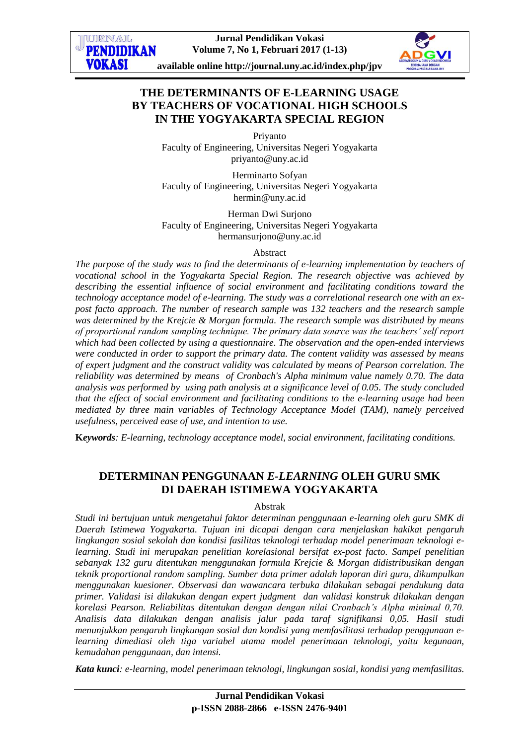# THE DETERMINANTS OF E-LEARNING USAGE BY TEACHERS OF VOCATIONAL HIGH SCHOOLS IN THE YOGYAKARTA SPECIAL REGION

Priyanto
Faculty of Engineering, Universitas Negeri Yogyakarta
priyanto@uny.ac.id

Herminarto Sofyan
Faculty of Engineering, Universitas Negeri Yogyakarta
hermin@uny.ac.id

Herman Dwi Surjono
Faculty of Engineering, Universitas Negeri Yogyakarta
hermansurjono@uny.ac.id

## Abstract

*The purpose of the study was to find the determinants of e-learning implementation by teachers of vocational school in the Yogyakarta Special Region. The research objective was achieved by describing the essential influence of social environment and facilitating conditions toward the technology acceptance model of e-learning. The study was a correlational research one with an ex-post facto approach. The number of research sample was 132 teachers and the research sample was determined by the Krejcie & Morgan formula. The research sample was distributed by means of proportional random sampling technique. The primary data source was the teachers' self report which had been collected by using a questionnaire. The observation and the open-ended interviews were conducted in order to support the primary data. The content validity was assessed by means of expert judgment and the construct validity was calculated by means of Pearson correlation. The reliability was determined by means of Cronbach's Alpha minimum value namely 0.70. The data analysis was performed by using path analysis at a significance level of 0.05. The study concluded that the effect of social environment and facilitating conditions to the e-learning usage had been mediated by three main variables of Technology Acceptance Model (TAM), namely perceived usefulness, perceived ease of use, and intention to use.*

**K*eywords***: *E-learning, technology acceptance model, social environment, facilitating conditions.*

# DETERMINAN PENGGUNAAN *E-LEARNING* OLEH GURU SMK DI DAERAH ISTIMEWA YOGYAKARTA

## Abstrak

*Studi ini bertujuan untuk mengetahui faktor determinan penggunaan e-learning oleh guru SMK di Daerah Istimewa Yogyakarta. Tujuan ini dicapai dengan cara menjelaskan hakikat pengaruh lingkungan sosial sekolah dan kondisi fasilitas teknologi terhadap model penerimaan teknologi e-learning. Studi ini merupakan penelitian korelasional bersifat ex-post facto. Sampel penelitian sebanyak 132 guru ditentukan menggunakan formula Krejcie & Morgan didistribusikan dengan teknik proportional random sampling. Sumber data primer adalah laporan diri guru, dikumpulkan menggunakan kuesioner. Observasi dan wawancara terbuka dilakukan sebagai pendukung data primer. Validasi isi dilakukan dengan expert judgment dan validasi konstruk dilakukan dengan korelasi Pearson. Reliabilitas ditentukan dengan dengan nilai Cronbach's Alpha minimal 0,70. Analisis data dilakukan dengan analisis jalur pada taraf signifikansi 0,05. Hasil studi menunjukkan pengaruh lingkungan sosial dan kondisi yang memfasilitasi terhadap penggunaan e-learning dimediasi oleh tiga variabel utama model penerimaan teknologi, yaitu kegunaan, kemudahan penggunaan, dan intensi.*

***Kata kunci****: e-learning, model penerimaan teknologi, lingkungan sosial, kondisi yang memfasilitas.*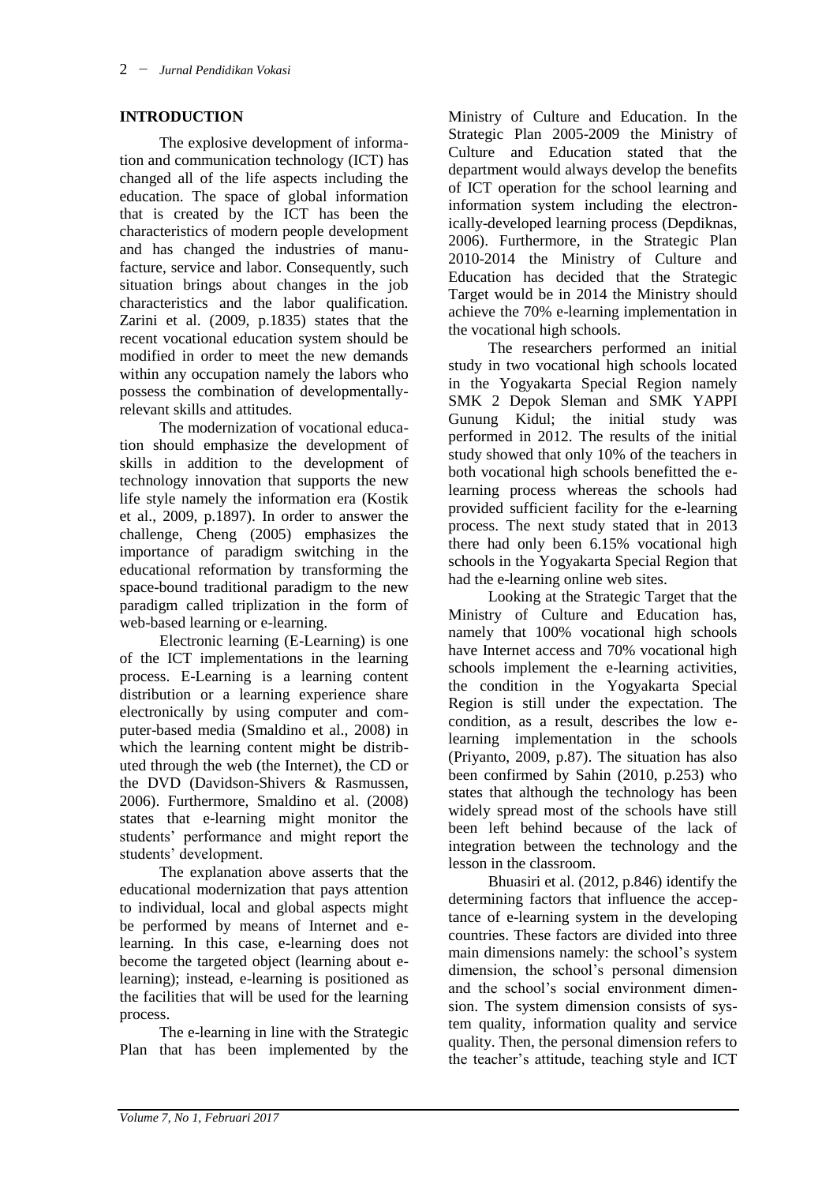## INTRODUCTION

The explosive development of information and communication technology (ICT) has changed all of the life aspects including the education. The space of global information that is created by the ICT has been the characteristics of modern people development and has changed the industries of manufacture, service and labor. Consequently, such situation brings about changes in the job characteristics and the labor qualification. Zarini et al. (2009, p.1835) states that the recent vocational education system should be modified in order to meet the new demands within any occupation namely the labors who possess the combination of developmentally-relevant skills and attitudes.

The modernization of vocational education should emphasize the development of skills in addition to the development of technology innovation that supports the new life style namely the information era (Kostik et al., 2009, p.1897). In order to answer the challenge, Cheng (2005) emphasizes the importance of paradigm switching in the educational reformation by transforming the space-bound traditional paradigm to the new paradigm called triplization in the form of web-based learning or e-learning.

Electronic learning (E-Learning) is one of the ICT implementations in the learning process. E-Learning is a learning content distribution or a learning experience share electronically by using computer and computer-based media (Smaldino et al., 2008) in which the learning content might be distributed through the web (the Internet), the CD or the DVD (Davidson-Shivers & Rasmussen, 2006). Furthermore, Smaldino et al. (2008) states that e-learning might monitor the students' performance and might report the students' development.

The explanation above asserts that the educational modernization that pays attention to individual, local and global aspects might be performed by means of Internet and e-learning. In this case, e-learning does not become the targeted object (learning about e-learning); instead, e-learning is positioned as the facilities that will be used for the learning process.

The e-learning in line with the Strategic Plan that has been implemented by the Ministry of Culture and Education. In the Strategic Plan 2005-2009 the Ministry of Culture and Education stated that the department would always develop the benefits of ICT operation for the school learning and information system including the electronically-developed learning process (Depdiknas, 2006). Furthermore, in the Strategic Plan 2010-2014 the Ministry of Culture and Education has decided that the Strategic Target would be in 2014 the Ministry should achieve the 70% e-learning implementation in the vocational high schools.

The researchers performed an initial study in two vocational high schools located in the Yogyakarta Special Region namely SMK 2 Depok Sleman and SMK YAPPI Gunung Kidul; the initial study was performed in 2012. The results of the initial study showed that only 10% of the teachers in both vocational high schools benefitted the e-learning process whereas the schools had provided sufficient facility for the e-learning process. The next study stated that in 2013 there had only been 6.15% vocational high schools in the Yogyakarta Special Region that had the e-learning online web sites.

Looking at the Strategic Target that the Ministry of Culture and Education has, namely that 100% vocational high schools have Internet access and 70% vocational high schools implement the e-learning activities, the condition in the Yogyakarta Special Region is still under the expectation. The condition, as a result, describes the low e-learning implementation in the schools (Priyanto, 2009, p.87). The situation has also been confirmed by Sahin (2010, p.253) who states that although the technology has been widely spread most of the schools have still been left behind because of the lack of integration between the technology and the lesson in the classroom.

Bhuasiri et al. (2012, p.846) identify the determining factors that influence the acceptance of e-learning system in the developing countries. These factors are divided into three main dimensions namely: the school's system dimension, the school's personal dimension and the school's social environment dimension. The system dimension consists of system quality, information quality and service quality. Then, the personal dimension refers to the teacher's attitude, teaching style and ICT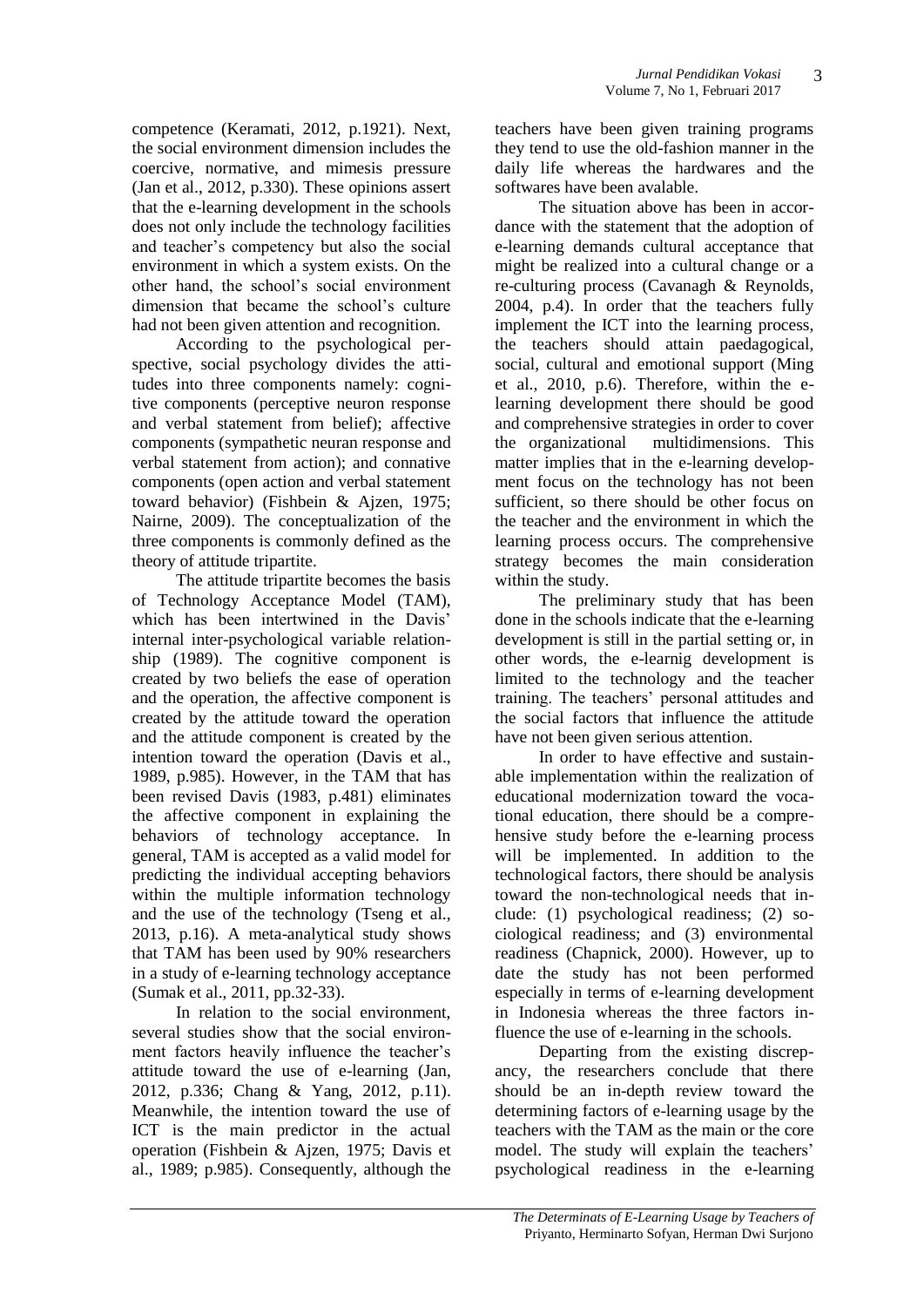competence (Keramati, 2012, p.1921). Next, the social environment dimension includes the coercive, normative, and mimesis pressure (Jan et al., 2012, p.330). These opinions assert that the e-learning development in the schools does not only include the technology facilities and teacher's competency but also the social environment in which a system exists. On the other hand, the school's social environment dimension that became the school's culture had not been given attention and recognition.

According to the psychological perspective, social psychology divides the attitudes into three components namely: cognitive components (perceptive neuron response and verbal statement from belief); affective components (sympathetic neuran response and verbal statement from action); and connative components (open action and verbal statement toward behavior) (Fishbein & Ajzen, 1975; Nairne, 2009). The conceptualization of the three components is commonly defined as the theory of attitude tripartite.

The attitude tripartite becomes the basis of Technology Acceptance Model (TAM), which has been intertwined in the Davis' internal inter-psychological variable relationship (1989). The cognitive component is created by two beliefs the ease of operation and the operation, the affective component is created by the attitude toward the operation and the attitude component is created by the intention toward the operation (Davis et al., 1989, p.985). However, in the TAM that has been revised Davis (1983, p.481) eliminates the affective component in explaining the behaviors of technology acceptance. In general, TAM is accepted as a valid model for predicting the individual accepting behaviors within the multiple information technology and the use of the technology (Tseng et al., 2013, p.16). A meta-analytical study shows that TAM has been used by 90% researchers in a study of e-learning technology acceptance (Sumak et al., 2011, pp.32-33).

In relation to the social environment, several studies show that the social environment factors heavily influence the teacher's attitude toward the use of e-learning (Jan, 2012, p.336; Chang & Yang, 2012, p.11). Meanwhile, the intention toward the use of ICT is the main predictor in the actual operation (Fishbein & Ajzen, 1975; Davis et al., 1989; p.985). Consequently, although the teachers have been given training programs they tend to use the old-fashion manner in the daily life whereas the hardwares and the softwares have been avalable.

The situation above has been in accordance with the statement that the adoption of e-learning demands cultural acceptance that might be realized into a cultural change or a re-culturing process (Cavanagh & Reynolds, 2004, p.4). In order that the teachers fully implement the ICT into the learning process, the teachers should attain paedagogical, social, cultural and emotional support (Ming et al., 2010, p.6). Therefore, within the e-learning development there should be good and comprehensive strategies in order to cover the organizational multidimensions. This matter implies that in the e-learning development focus on the technology has not been sufficient, so there should be other focus on the teacher and the environment in which the learning process occurs. The comprehensive strategy becomes the main consideration within the study.

The preliminary study that has been done in the schools indicate that the e-learning development is still in the partial setting or, in other words, the e-learnig development is limited to the technology and the teacher training. The teachers' personal attitudes and the social factors that influence the attitude have not been given serious attention.

In order to have effective and sustainable implementation within the realization of educational modernization toward the vocational education, there should be a comprehensive study before the e-learning process will be implemented. In addition to the technological factors, there should be analysis toward the non-technological needs that include: (1) psychological readiness; (2) sociological readiness; and (3) environmental readiness (Chapnick, 2000). However, up to date the study has not been performed especially in terms of e-learning development in Indonesia whereas the three factors influence the use of e-learning in the schools.

Departing from the existing discrepancy, the researchers conclude that there should be an in-depth review toward the determining factors of e-learning usage by the teachers with the TAM as the main or the core model. The study will explain the teachers' psychological readiness in the e-learning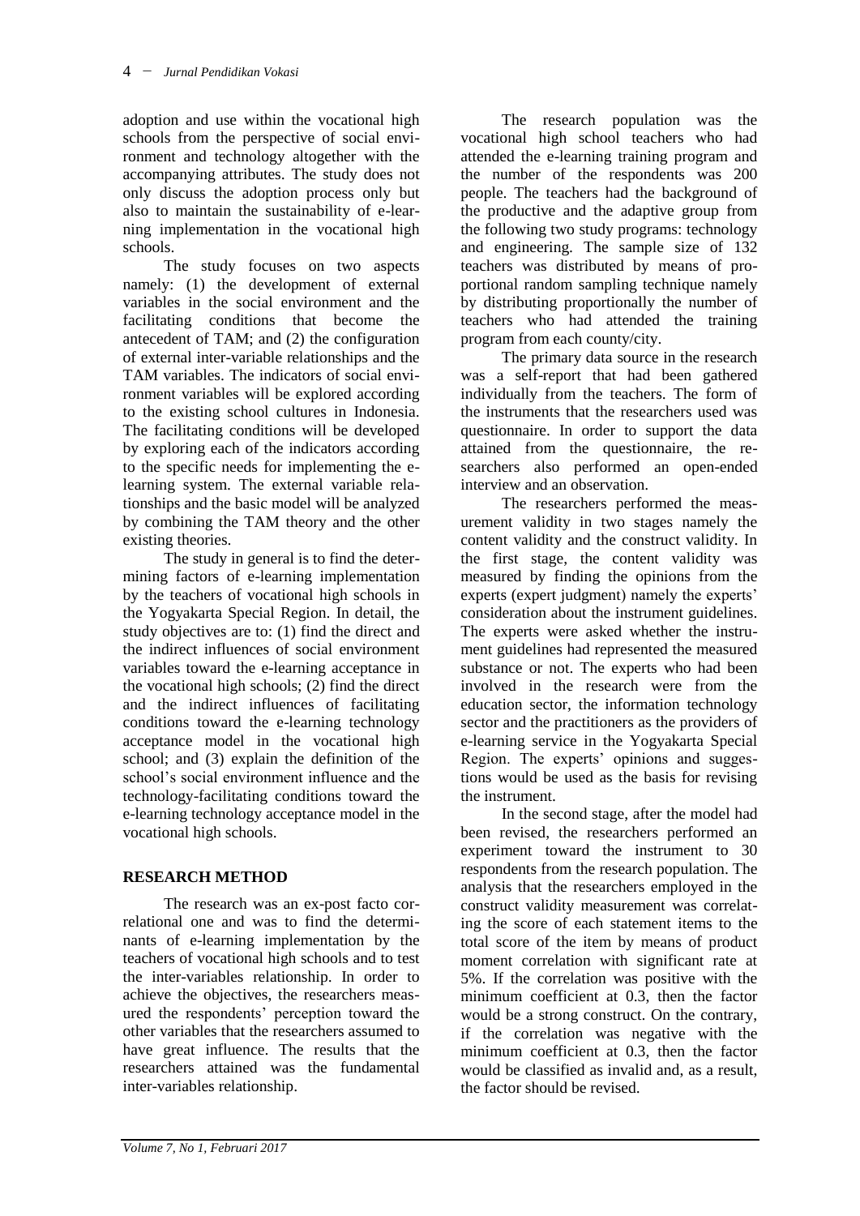adoption and use within the vocational high schools from the perspective of social environment and technology altogether with the accompanying attributes. The study does not only discuss the adoption process only but also to maintain the sustainability of e-learning implementation in the vocational high schools.

The study focuses on two aspects namely: (1) the development of external variables in the social environment and the facilitating conditions that become the antecedent of TAM; and (2) the configuration of external inter-variable relationships and the TAM variables. The indicators of social environment variables will be explored according to the existing school cultures in Indonesia. The facilitating conditions will be developed by exploring each of the indicators according to the specific needs for implementing the e-learning system. The external variable relationships and the basic model will be analyzed by combining the TAM theory and the other existing theories.

The study in general is to find the determining factors of e-learning implementation by the teachers of vocational high schools in the Yogyakarta Special Region. In detail, the study objectives are to: (1) find the direct and the indirect influences of social environment variables toward the e-learning acceptance in the vocational high schools; (2) find the direct and the indirect influences of facilitating conditions toward the e-learning technology acceptance model in the vocational high school; and (3) explain the definition of the school's social environment influence and the technology-facilitating conditions toward the e-learning technology acceptance model in the vocational high schools.

## RESEARCH METHOD

The research was an ex-post facto correlational one and was to find the determinants of e-learning implementation by the teachers of vocational high schools and to test the inter-variables relationship. In order to achieve the objectives, the researchers measured the respondents' perception toward the other variables that the researchers assumed to have great influence. The results that the researchers attained was the fundamental inter-variables relationship.

The research population was the vocational high school teachers who had attended the e-learning training program and the number of the respondents was 200 people. The teachers had the background of the productive and the adaptive group from the following two study programs: technology and engineering. The sample size of 132 teachers was distributed by means of proportional random sampling technique namely by distributing proportionally the number of teachers who had attended the training program from each county/city.

The primary data source in the research was a self-report that had been gathered individually from the teachers. The form of the instruments that the researchers used was questionnaire. In order to support the data attained from the questionnaire, the researchers also performed an open-ended interview and an observation.

The researchers performed the measurement validity in two stages namely the content validity and the construct validity. In the first stage, the content validity was measured by finding the opinions from the experts (expert judgment) namely the experts' consideration about the instrument guidelines. The experts were asked whether the instrument guidelines had represented the measured substance or not. The experts who had been involved in the research were from the education sector, the information technology sector and the practitioners as the providers of e-learning service in the Yogyakarta Special Region. The experts' opinions and suggestions would be used as the basis for revising the instrument.

In the second stage, after the model had been revised, the researchers performed an experiment toward the instrument to 30 respondents from the research population. The analysis that the researchers employed in the construct validity measurement was correlating the score of each statement items to the total score of the item by means of product moment correlation with significant rate at 5%. If the correlation was positive with the minimum coefficient at 0.3, then the factor would be a strong construct. On the contrary, if the correlation was negative with the minimum coefficient at 0.3, then the factor would be classified as invalid and, as a result, the factor should be revised.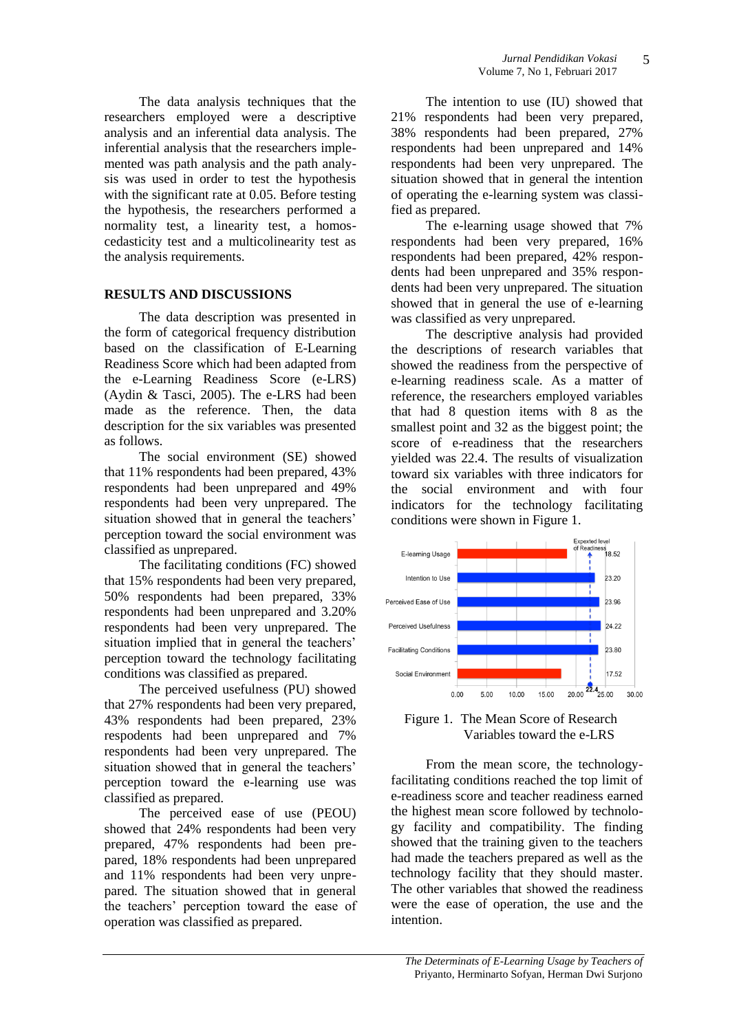The data analysis techniques that the researchers employed were a descriptive analysis and an inferential data analysis. The inferential analysis that the researchers implemented was path analysis and the path analysis was used in order to test the hypothesis with the significant rate at 0.05. Before testing the hypothesis, the researchers performed a normality test, a linearity test, a homoscedasticity test and a multicolinearity test as the analysis requirements.

## RESULTS AND DISCUSSIONS

The data description was presented in the form of categorical frequency distribution based on the classification of E-Learning Readiness Score which had been adapted from the e-Learning Readiness Score (e-LRS) (Aydin & Tasci, 2005). The e-LRS had been made as the reference. Then, the data description for the six variables was presented as follows.

The social environment (SE) showed that 11% respondents had been prepared, 43% respondents had been unprepared and 49% respondents had been very unprepared. The situation showed that in general the teachers' perception toward the social environment was classified as unprepared.

The facilitating conditions (FC) showed that 15% respondents had been very prepared, 50% respondents had been prepared, 33% respondents had been unprepared and 3.20% respondents had been very unprepared. The situation implied that in general the teachers' perception toward the technology facilitating conditions was classified as prepared.

The perceived usefulness (PU) showed that 27% respondents had been very prepared, 43% respondents had been prepared, 23% respodents had been unprepared and 7% respondents had been very unprepared. The situation showed that in general the teachers' perception toward the e-learning use was classified as prepared.

The perceived ease of use (PEOU) showed that 24% respondents had been very prepared, 47% respondents had been prepared, 18% respondents had been unprepared and 11% respondents had been very unprepared. The situation showed that in general the teachers' perception toward the ease of operation was classified as prepared.

The intention to use (IU) showed that 21% respondents had been very prepared, 38% respondents had been prepared, 27% respondents had been unprepared and 14% respondents had been very unprepared. The situation showed that in general the intention of operating the e-learning system was classified as prepared.

The e-learning usage showed that 7% respondents had been very prepared, 16% respondents had been prepared, 42% respondents had been unprepared and 35% respondents had been very unprepared. The situation showed that in general the use of e-learning was classified as very unprepared.

The descriptive analysis had provided the descriptions of research variables that showed the readiness from the perspective of e-learning readiness scale. As a matter of reference, the researchers employed variables that had 8 question items with 8 as the smallest point and 32 as the biggest point; the score of e-readiness that the researchers yielded was 22.4. The results of visualization toward six variables with three indicators for the social environment and with four indicators for the technology facilitating conditions were shown in Figure 1.

| Variable | Mean Score |
|---|---|
| E-learning Usage | 18.52 |
| Intention to Use | 23.20 |
| Perceived Ease of Use | 23.96 |
| Perceived Usefulness | 24.22 |
| Facilitating Conditions | 23.80 |
| Social Environment | 17.52 |

Expected level of Readiness: 22.4

Figure 1. The Mean Score of Research Variables toward the e-LRS

From the mean score, the technology-facilitating conditions reached the top limit of e-readiness score and teacher readiness earned the highest mean score followed by technology facility and compatibility. The finding showed that the training given to the teachers had made the teachers prepared as well as the technology facility that they should master. The other variables that showed the readiness were the ease of operation, the use and the intention.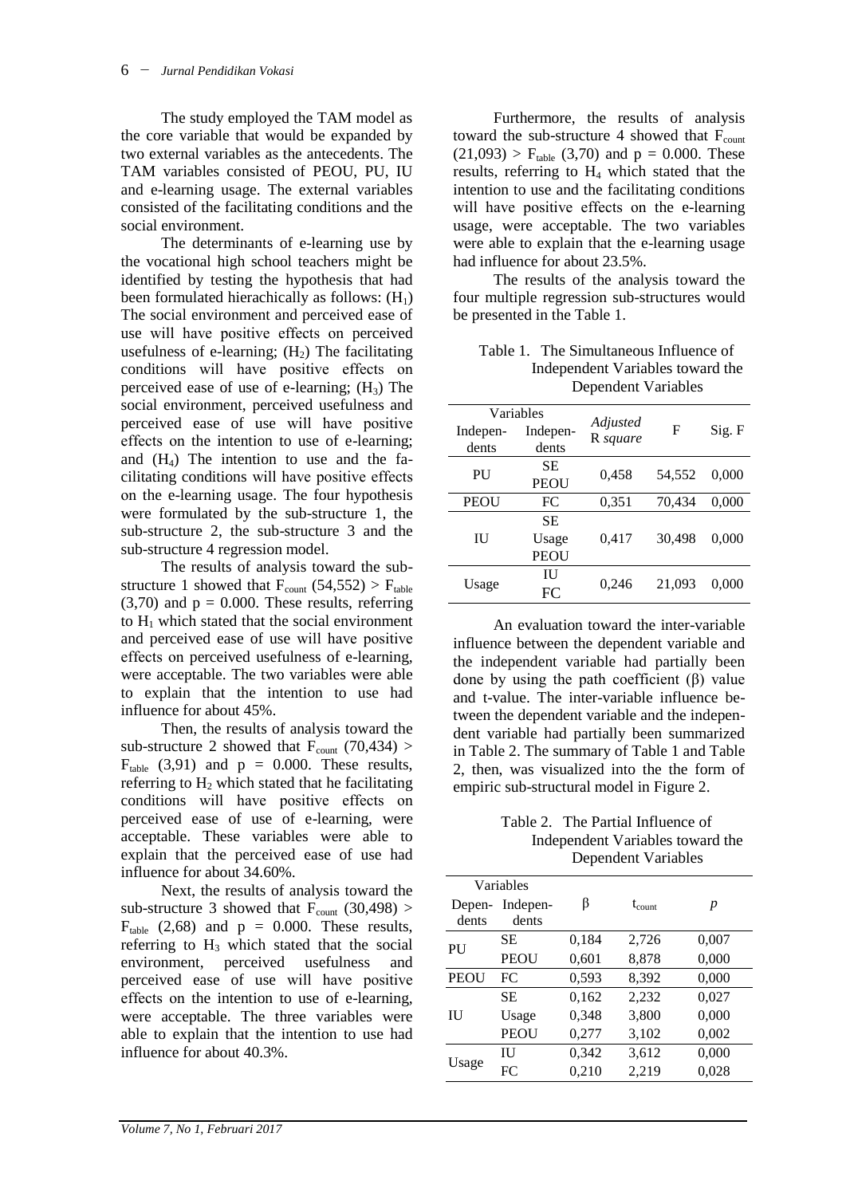The study employed the TAM model as the core variable that would be expanded by two external variables as the antecedents. The TAM variables consisted of PEOU, PU, IU and e-learning usage. The external variables consisted of the facilitating conditions and the social environment.

The determinants of e-learning use by the vocational high school teachers might be identified by testing the hypothesis that had been formulated hierachically as follows: ($H_1$) The social environment and perceived ease of use will have positive effects on perceived usefulness of e-learning; ($H_2$) The facilitating conditions will have positive effects on perceived ease of use of e-learning; ($H_3$) The social environment, perceived usefulness and perceived ease of use will have positive effects on the intention to use of e-learning; and ($H_4$) The intention to use and the facilitating conditions will have positive effects on the e-learning usage. The four hypothesis were formulated by the sub-structure 1, the sub-structure 2, the sub-structure 3 and the sub-structure 4 regression model.

The results of analysis toward the sub-structure 1 showed that $F_{count}$ (54,552) > $F_{table}$ (3,70) and p = 0.000. These results, referring to $H_1$ which stated that the social environment and perceived ease of use will have positive effects on perceived usefulness of e-learning, were acceptable. The two variables were able to explain that the intention to use had influence for about 45%.

Then, the results of analysis toward the sub-structure 2 showed that $F_{count}$ (70,434) > $F_{table}$ (3,91) and p = 0.000. These results, referring to $H_2$ which stated that he facilitating conditions will have positive effects on perceived ease of use of e-learning, were acceptable. These variables were able to explain that the perceived ease of use had influence for about 34.60%.

Next, the results of analysis toward the sub-structure 3 showed that $F_{count}$ (30,498) > $F_{table}$ (2,68) and p = 0.000. These results, referring to $H_3$ which stated that the social environment, perceived usefulness and perceived ease of use will have positive effects on the intention to use of e-learning, were acceptable. The three variables were able to explain that the intention to use had influence for about 40.3%.

Furthermore, the results of analysis toward the sub-structure 4 showed that $F_{count}$ (21,093) > $F_{table}$ (3,70) and p = 0.000. These results, referring to $H_4$ which stated that the intention to use and the facilitating conditions will have positive effects on the e-learning usage, were acceptable. The two variables were able to explain that the e-learning usage had influence for about 23.5%.

The results of the analysis toward the four multiple regression sub-structures would be presented in the Table 1.

Table 1. The Simultaneous Influence of Independent Variables toward the Dependent Variables

| Variables | | *Adjusted* R *square* | F | Sig. F |
|---|---|---|---|---|
| Indepen-dents | Indepen-dents | | | |
| PU | SE<br>PEOU | 0,458 | 54,552 | 0,000 |
| PEOU | FC | 0,351 | 70,434 | 0,000 |
| IU | SE<br>Usage<br>PEOU | 0,417 | 30,498 | 0,000 |
| Usage | IU<br>FC | 0,246 | 21,093 | 0,000 |

An evaluation toward the inter-variable influence between the dependent variable and the independent variable had partially been done by using the path coefficient (β) value and t-value. The inter-variable influence between the dependent variable and the independent variable had partially been summarized in Table 2. The summary of Table 1 and Table 2, then, was visualized into the the form of empiric sub-structural model in Figure 2.

Table 2. The Partial Influence of Independent Variables toward the Dependent Variables

| Variables | | β | $t_{count}$ | *p* |
|---|---|---|---|---|
| Depen-dents | Indepen-dents | | | |
| PU | SE | 0,184 | 2,726 | 0,007 |
| | PEOU | 0,601 | 8,878 | 0,000 |
| PEOU | FC | 0,593 | 8,392 | 0,000 |
| IU | SE | 0,162 | 2,232 | 0,027 |
| | Usage | 0,348 | 3,800 | 0,000 |
| | PEOU | 0,277 | 3,102 | 0,002 |
| Usage | IU | 0,342 | 3,612 | 0,000 |
| | FC | 0,210 | 2,219 | 0,028 |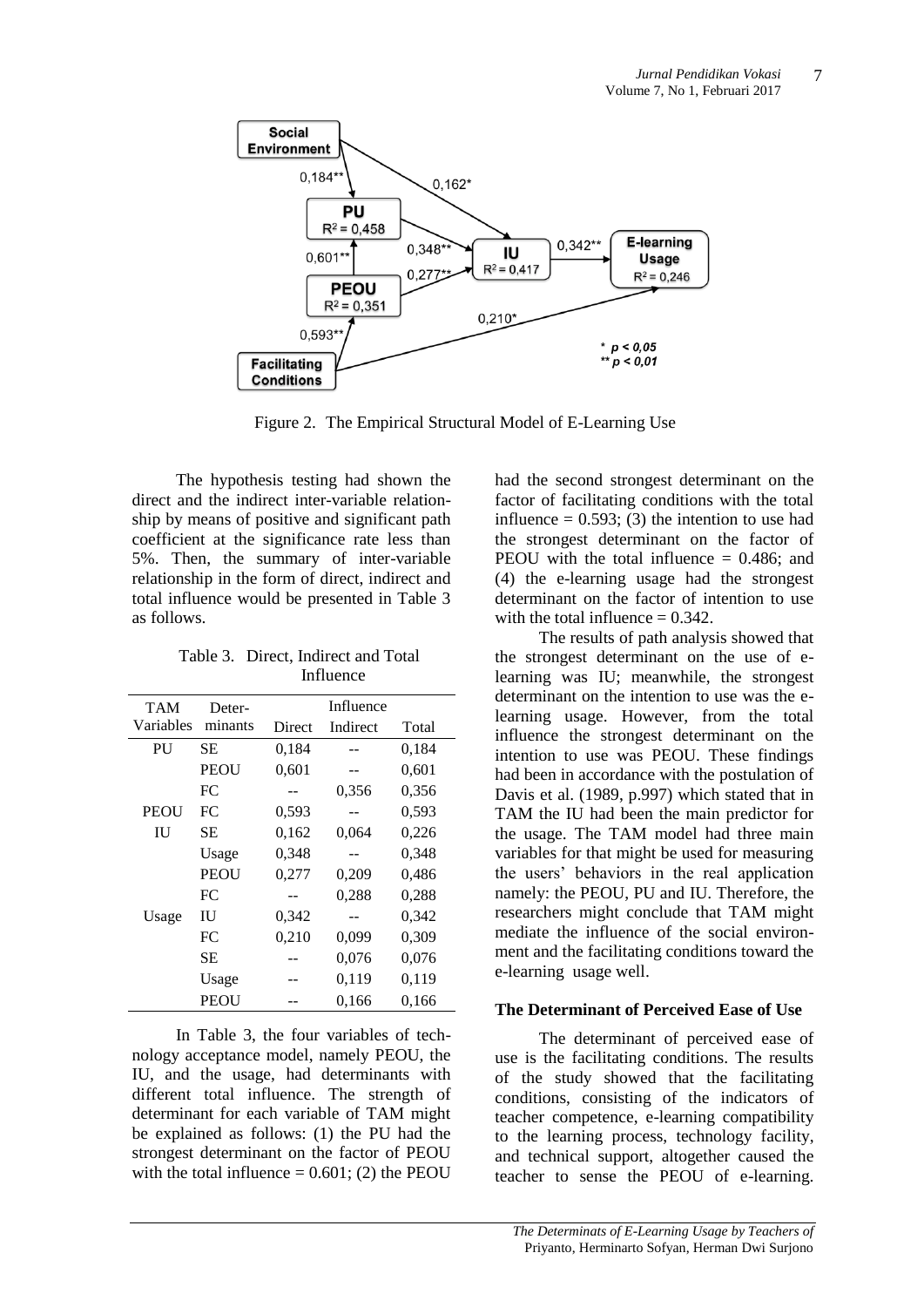Figure 2. The Empirical Structural Model of E-Learning Use

The hypothesis testing had shown the direct and the indirect inter-variable relationship by means of positive and significant path coefficient at the significance rate less than 5%. Then, the summary of inter-variable relationship in the form of direct, indirect and total influence would be presented in Table 3 as follows.

Table 3. Direct, Indirect and Total Influence

| TAM Variables | Deter-minants | Influence | | |
|---|---|---|---|---|
| | | Direct | Indirect | Total |
| PU | SE | 0,184 | -- | 0,184 |
| | PEOU | 0,601 | -- | 0,601 |
| | FC | -- | 0,356 | 0,356 |
| PEOU | FC | 0,593 | -- | 0,593 |
| IU | SE | 0,162 | 0,064 | 0,226 |
| | Usage | 0,348 | -- | 0,348 |
| | PEOU | 0,277 | 0,209 | 0,486 |
| | FC | -- | 0,288 | 0,288 |
| Usage | IU | 0,342 | -- | 0,342 |
| | FC | 0,210 | 0,099 | 0,309 |
| | SE | -- | 0,076 | 0,076 |
| | Usage | -- | 0,119 | 0,119 |
| | PEOU | -- | 0,166 | 0,166 |

In Table 3, the four variables of technology acceptance model, namely PEOU, the IU, and the usage, had determinants with different total influence. The strength of determinant for each variable of TAM might be explained as follows: (1) the PU had the strongest determinant on the factor of PEOU with the total influence = 0.601; (2) the PEOU had the second strongest determinant on the factor of facilitating conditions with the total influence = 0.593; (3) the intention to use had the strongest determinant on the factor of PEOU with the total influence = 0.486; and (4) the e-learning usage had the strongest determinant on the factor of intention to use with the total influence = 0.342.

The results of path analysis showed that the strongest determinant on the use of e-learning was IU; meanwhile, the strongest determinant on the intention to use was the e-learning usage. However, from the total influence the strongest determinant on the intention to use was PEOU. These findings had been in accordance with the postulation of Davis et al. (1989, p.997) which stated that in TAM the IU had been the main predictor for the usage. The TAM model had three main variables for that might be used for measuring the users' behaviors in the real application namely: the PEOU, PU and IU. Therefore, the researchers might conclude that TAM might mediate the influence of the social environment and the facilitating conditions toward the e-learning usage well.

### The Determinant of Perceived Ease of Use

The determinant of perceived ease of use is the facilitating conditions. The results of the study showed that the facilitating conditions, consisting of the indicators of teacher competence, e-learning compatibility to the learning process, technology facility, and technical support, altogether caused the teacher to sense the PEOU of e-learning.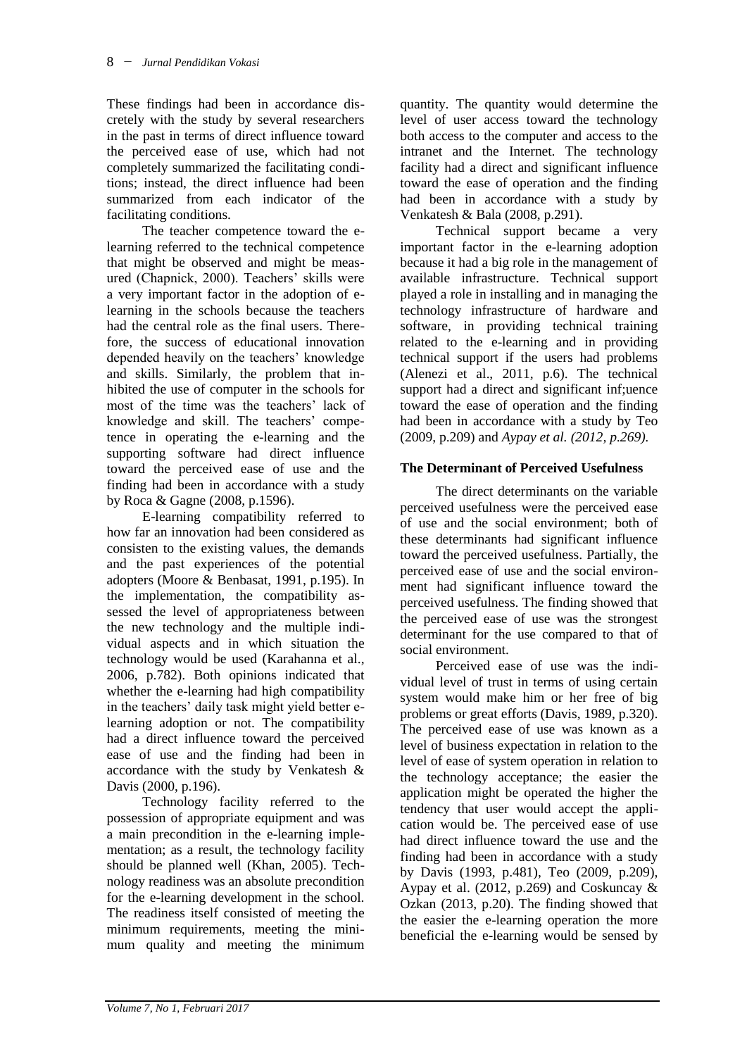These findings had been in accordance discretely with the study by several researchers in the past in terms of direct influence toward the perceived ease of use, which had not completely summarized the facilitating conditions; instead, the direct influence had been summarized from each indicator of the facilitating conditions.

The teacher competence toward the e-learning referred to the technical competence that might be observed and might be measured (Chapnick, 2000). Teachers' skills were a very important factor in the adoption of e-learning in the schools because the teachers had the central role as the final users. Therefore, the success of educational innovation depended heavily on the teachers' knowledge and skills. Similarly, the problem that inhibited the use of computer in the schools for most of the time was the teachers' lack of knowledge and skill. The teachers' competence in operating the e-learning and the supporting software had direct influence toward the perceived ease of use and the finding had been in accordance with a study by Roca & Gagne (2008, p.1596).

E-learning compatibility referred to how far an innovation had been considered as consisten to the existing values, the demands and the past experiences of the potential adopters (Moore & Benbasat, 1991, p.195). In the implementation, the compatibility assessed the level of appropriateness between the new technology and the multiple individual aspects and in which situation the technology would be used (Karahanna et al., 2006, p.782). Both opinions indicated that whether the e-learning had high compatibility in the teachers' daily task might yield better e-learning adoption or not. The compatibility had a direct influence toward the perceived ease of use and the finding had been in accordance with the study by Venkatesh & Davis (2000, p.196).

Technology facility referred to the possession of appropriate equipment and was a main precondition in the e-learning implementation; as a result, the technology facility should be planned well (Khan, 2005). Technology readiness was an absolute precondition for the e-learning development in the school. The readiness itself consisted of meeting the minimum requirements, meeting the minimum quality and meeting the minimum quantity. The quantity would determine the level of user access toward the technology both access to the computer and access to the intranet and the Internet. The technology facility had a direct and significant influence toward the ease of operation and the finding had been in accordance with a study by Venkatesh & Bala (2008, p.291).

Technical support became a very important factor in the e-learning adoption because it had a big role in the management of available infrastructure. Technical support played a role in installing and in managing the technology infrastructure of hardware and software, in providing technical training related to the e-learning and in providing technical support if the users had problems (Alenezi et al., 2011, p.6). The technical support had a direct and significant inf;uence toward the ease of operation and the finding had been in accordance with a study by Teo (2009, p.209) and *Aypay et al. (2012, p.269).*

## The Determinant of Perceived Usefulness

The direct determinants on the variable perceived usefulness were the perceived ease of use and the social environment; both of these determinants had significant influence toward the perceived usefulness. Partially, the perceived ease of use and the social environment had significant influence toward the perceived usefulness. The finding showed that the perceived ease of use was the strongest determinant for the use compared to that of social environment.

Perceived ease of use was the individual level of trust in terms of using certain system would make him or her free of big problems or great efforts (Davis, 1989, p.320). The perceived ease of use was known as a level of business expectation in relation to the level of ease of system operation in relation to the technology acceptance; the easier the application might be operated the higher the tendency that user would accept the application would be. The perceived ease of use had direct influence toward the use and the finding had been in accordance with a study by Davis (1993, p.481), Teo (2009, p.209), Aypay et al. (2012, p.269) and Coskuncay & Ozkan (2013, p.20). The finding showed that the easier the e-learning operation the more beneficial the e-learning would be sensed by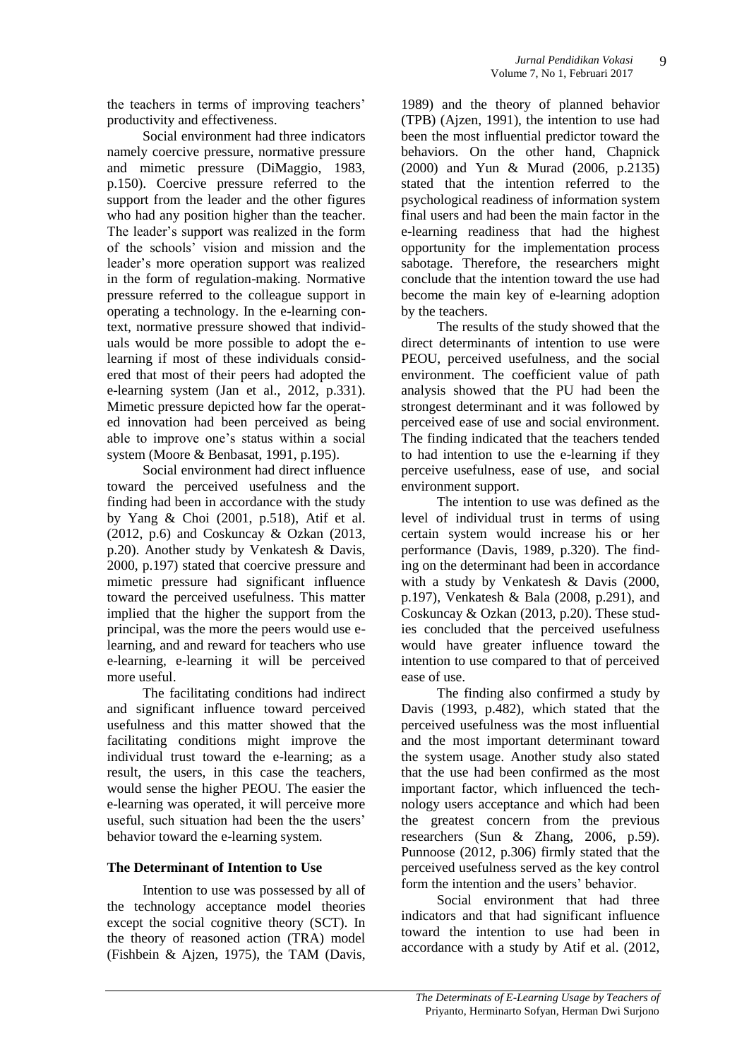the teachers in terms of improving teachers' productivity and effectiveness.

Social environment had three indicators namely coercive pressure, normative pressure and mimetic pressure (DiMaggio, 1983, p.150). Coercive pressure referred to the support from the leader and the other figures who had any position higher than the teacher. The leader's support was realized in the form of the schools' vision and mission and the leader's more operation support was realized in the form of regulation-making. Normative pressure referred to the colleague support in operating a technology. In the e-learning context, normative pressure showed that individuals would be more possible to adopt the e-learning if most of these individuals considered that most of their peers had adopted the e-learning system (Jan et al., 2012, p.331). Mimetic pressure depicted how far the operated innovation had been perceived as being able to improve one's status within a social system (Moore & Benbasat, 1991, p.195).

Social environment had direct influence toward the perceived usefulness and the finding had been in accordance with the study by Yang & Choi (2001, p.518), Atif et al. (2012, p.6) and Coskuncay & Ozkan (2013, p.20). Another study by Venkatesh & Davis, 2000, p.197) stated that coercive pressure and mimetic pressure had significant influence toward the perceived usefulness. This matter implied that the higher the support from the principal, was the more the peers would use e-learning, and and reward for teachers who use e-learning, e-learning it will be perceived more useful.

The facilitating conditions had indirect and significant influence toward perceived usefulness and this matter showed that the facilitating conditions might improve the individual trust toward the e-learning; as a result, the users, in this case the teachers, would sense the higher PEOU. The easier the e-learning was operated, it will perceive more useful, such situation had been the the users' behavior toward the e-learning system.

### The Determinant of Intention to Use

Intention to use was possessed by all of the technology acceptance model theories except the social cognitive theory (SCT). In the theory of reasoned action (TRA) model (Fishbein & Ajzen, 1975), the TAM (Davis, 1989) and the theory of planned behavior (TPB) (Ajzen, 1991), the intention to use had been the most influential predictor toward the behaviors. On the other hand, Chapnick (2000) and Yun & Murad (2006, p.2135) stated that the intention referred to the psychological readiness of information system final users and had been the main factor in the e-learning readiness that had the highest opportunity for the implementation process sabotage. Therefore, the researchers might conclude that the intention toward the use had become the main key of e-learning adoption by the teachers.

The results of the study showed that the direct determinants of intention to use were PEOU, perceived usefulness, and the social environment. The coefficient value of path analysis showed that the PU had been the strongest determinant and it was followed by perceived ease of use and social environment. The finding indicated that the teachers tended to had intention to use the e-learning if they perceive usefulness, ease of use, and social environment support.

The intention to use was defined as the level of individual trust in terms of using certain system would increase his or her performance (Davis, 1989, p.320). The finding on the determinant had been in accordance with a study by Venkatesh & Davis (2000, p.197), Venkatesh & Bala (2008, p.291), and Coskuncay & Ozkan (2013, p.20). These studies concluded that the perceived usefulness would have greater influence toward the intention to use compared to that of perceived ease of use.

The finding also confirmed a study by Davis (1993, p.482), which stated that the perceived usefulness was the most influential and the most important determinant toward the system usage. Another study also stated that the use had been confirmed as the most important factor, which influenced the technology users acceptance and which had been the greatest concern from the previous researchers (Sun & Zhang, 2006, p.59). Punnoose (2012, p.306) firmly stated that the perceived usefulness served as the key control form the intention and the users' behavior.

Social environment that had three indicators and that had significant influence toward the intention to use had been in accordance with a study by Atif et al. (2012,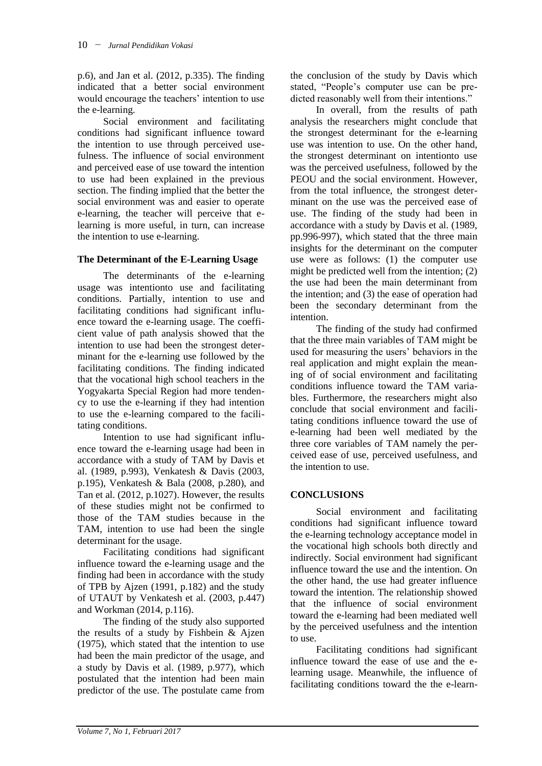p.6), and Jan et al. (2012, p.335). The finding indicated that a better social environment would encourage the teachers' intention to use the e-learning.

Social environment and facilitating conditions had significant influence toward the intention to use through perceived usefulness. The influence of social environment and perceived ease of use toward the intention to use had been explained in the previous section. The finding implied that the better the social environment was and easier to operate e-learning, the teacher will perceive that e-learning is more useful, in turn, can increase the intention to use e-learning.

**The Determinant of the E-Learning Usage**

The determinants of the e-learning usage was intentionto use and facilitating conditions. Partially, intention to use and facilitating conditions had significant influence toward the e-learning usage. The coefficient value of path analysis showed that the intention to use had been the strongest determinant for the e-learning use followed by the facilitating conditions. The finding indicated that the vocational high school teachers in the Yogyakarta Special Region had more tendency to use the e-learning if they had intention to use the e-learning compared to the facilitating conditions.

Intention to use had significant influence toward the e-learning usage had been in accordance with a study of TAM by Davis et al. (1989, p.993), Venkatesh & Davis (2003, p.195), Venkatesh & Bala (2008, p.280), and Tan et al. (2012, p.1027). However, the results of these studies might not be confirmed to those of the TAM studies because in the TAM, intention to use had been the single determinant for the usage.

Facilitating conditions had significant influence toward the e-learning usage and the finding had been in accordance with the study of TPB by Ajzen (1991, p.182) and the study of UTAUT by Venkatesh et al. (2003, p.447) and Workman (2014, p.116).

The finding of the study also supported the results of a study by Fishbein & Ajzen (1975), which stated that the intention to use had been the main predictor of the usage, and a study by Davis et al. (1989, p.977), which postulated that the intention had been main predictor of the use. The postulate came from the conclusion of the study by Davis which stated, "People's computer use can be predicted reasonably well from their intentions."

In overall, from the results of path analysis the researchers might conclude that the strongest determinant for the e-learning use was intention to use. On the other hand, the strongest determinant on intentionto use was the perceived usefulness, followed by the PEOU and the social environment. However, from the total influence, the strongest determinant on the use was the perceived ease of use. The finding of the study had been in accordance with a study by Davis et al. (1989, pp.996-997), which stated that the three main insights for the determinant on the computer use were as follows: (1) the computer use might be predicted well from the intention; (2) the use had been the main determinant from the intention; and (3) the ease of operation had been the secondary determinant from the intention.

The finding of the study had confirmed that the three main variables of TAM might be used for measuring the users' behaviors in the real application and might explain the meaning of of social environment and facilitating conditions influence toward the TAM variables. Furthermore, the researchers might also conclude that social environment and facilitating conditions influence toward the use of e-learning had been well mediated by the three core variables of TAM namely the perceived ease of use, perceived usefulness, and the intention to use.

## CONCLUSIONS

Social environment and facilitating conditions had significant influence toward the e-learning technology acceptance model in the vocational high schools both directly and indirectly. Social environment had significant influence toward the use and the intention. On the other hand, the use had greater influence toward the intention. The relationship showed that the influence of social environment toward the e-learning had been mediated well by the perceived usefulness and the intention to use.

Facilitating conditions had significant influence toward the ease of use and the e-learning usage. Meanwhile, the influence of facilitating conditions toward the the e-learn-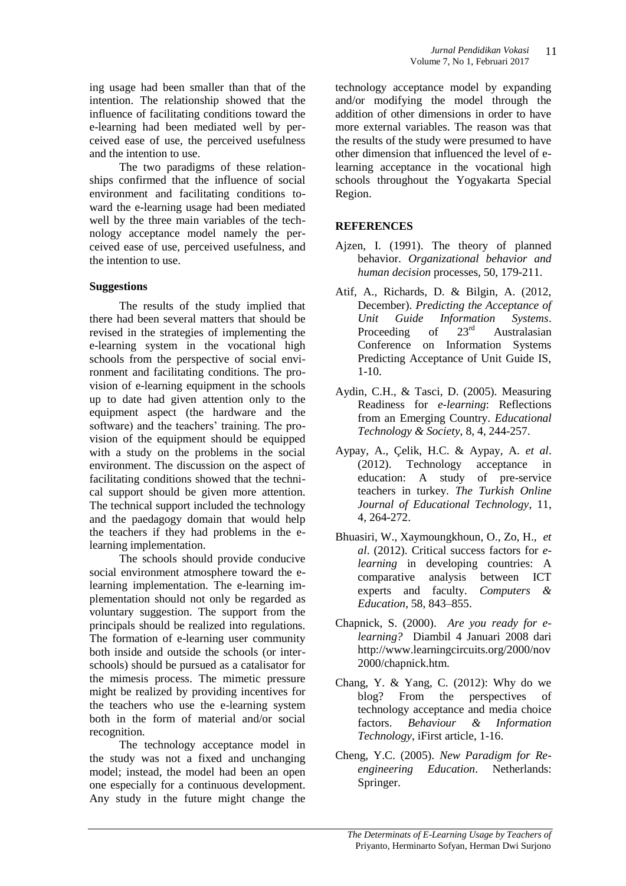ing usage had been smaller than that of the intention. The relationship showed that the influence of facilitating conditions toward the e-learning had been mediated well by perceived ease of use, the perceived usefulness and the intention to use.

The two paradigms of these relationships confirmed that the influence of social environment and facilitating conditions toward the e-learning usage had been mediated well by the three main variables of the technology acceptance model namely the perceived ease of use, perceived usefulness, and the intention to use.

### Suggestions

The results of the study implied that there had been several matters that should be revised in the strategies of implementing the e-learning system in the vocational high schools from the perspective of social environment and facilitating conditions. The provision of e-learning equipment in the schools up to date had given attention only to the equipment aspect (the hardware and the software) and the teachers' training. The provision of the equipment should be equipped with a study on the problems in the social environment. The discussion on the aspect of facilitating conditions showed that the technical support should be given more attention. The technical support included the technology and the paedagogy domain that would help the teachers if they had problems in the e-learning implementation.

The schools should provide conducive social environment atmosphere toward the e-learning implementation. The e-learning implementation should not only be regarded as voluntary suggestion. The support from the principals should be realized into regulations. The formation of e-learning user community both inside and outside the schools (or inter-schools) should be pursued as a catalisator for the mimesis process. The mimetic pressure might be realized by providing incentives for the teachers who use the e-learning system both in the form of material and/or social recognition.

The technology acceptance model in the study was not a fixed and unchanging model; instead, the model had been an open one especially for a continuous development. Any study in the future might change the technology acceptance model by expanding and/or modifying the model through the addition of other dimensions in order to have more external variables. The reason was that the results of the study were presumed to have other dimension that influenced the level of e-learning acceptance in the vocational high schools throughout the Yogyakarta Special Region.

## REFERENCES

Ajzen, I. (1991). The theory of planned behavior. *Organizational behavior and human decision* processes, 50, 179-211.

Atif, A., Richards, D. & Bilgin, A. (2012, December). *Predicting the Acceptance of Unit Guide Information Systems*. Proceeding of 23rd Australasian Conference on Information Systems Predicting Acceptance of Unit Guide IS, 1-10.

Aydin, C.H., & Tasci, D. (2005). Measuring Readiness for *e-learning*: Reflections from an Emerging Country. *Educational Technology & Society*, 8, 4, 244-257.

Aypay, A., Çelik, H.C. & Aypay, A. *et al*. (2012). Technology acceptance in education: A study of pre-service teachers in turkey. *The Turkish Online Journal of Educational Technology*, 11, 4, 264-272.

Bhuasiri, W., Xaymoungkhoun, O., Zo, H., *et al*. (2012). Critical success factors for *e-learning* in developing countries: A comparative analysis between ICT experts and faculty. *Computers & Education*, 58, 843–855.

Chapnick, S. (2000). *Are you ready for e-learning?* Diambil 4 Januari 2008 dari http://www.learningcircuits.org/2000/nov2000/chapnick.htm.

Chang, Y. & Yang, C. (2012): Why do we blog? From the perspectives of technology acceptance and media choice factors. *Behaviour & Information Technology*, iFirst article, 1-16.

Cheng, Y.C. (2005). *New Paradigm for Re-engineering Education*. Netherlands: Springer.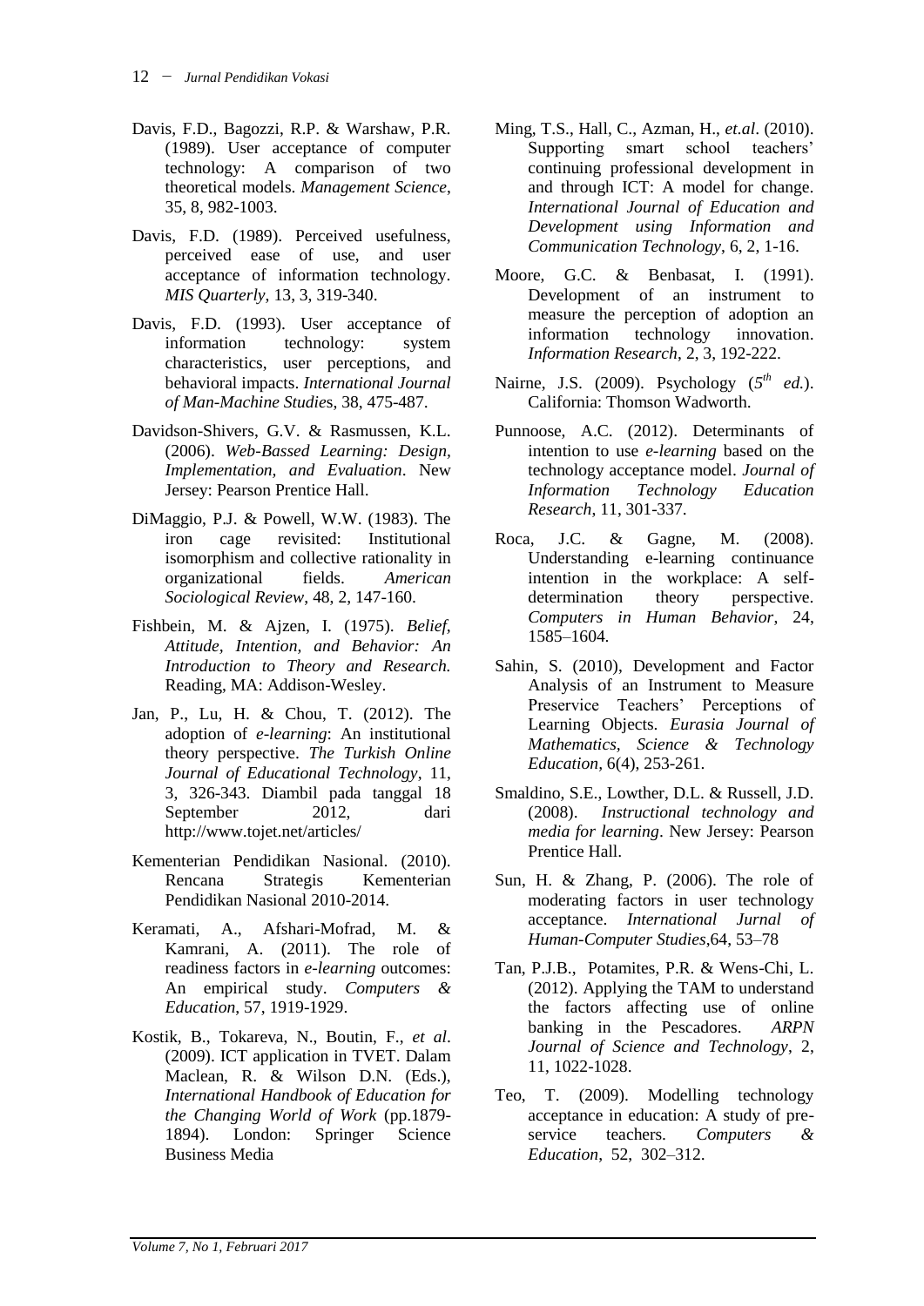Davis, F.D., Bagozzi, R.P. & Warshaw, P.R. (1989). User acceptance of computer technology: A comparison of two theoretical models. *Management Science*, 35, 8, 982-1003.

Davis, F.D. (1989). Perceived usefulness, perceived ease of use, and user acceptance of information technology. *MIS Quarterly*, 13, 3, 319-340.

Davis, F.D. (1993). User acceptance of information technology: system characteristics, user perceptions, and behavioral impacts. *International Journal of Man-Machine Studies*, 38, 475-487.

Davidson-Shivers, G.V. & Rasmussen, K.L. (2006). *Web-Bassed Learning: Design, Implementation, and Evaluation*. New Jersey: Pearson Prentice Hall.

DiMaggio, P.J. & Powell, W.W. (1983). The iron cage revisited: Institutional isomorphism and collective rationality in organizational fields. *American Sociological Review*, 48, 2, 147-160.

Fishbein, M. & Ajzen, I. (1975). *Belief, Attitude, Intention, and Behavior: An Introduction to Theory and Research.* Reading, MA: Addison-Wesley.

Jan, P., Lu, H. & Chou, T. (2012). The adoption of *e-learning*: An institutional theory perspective. *The Turkish Online Journal of Educational Technology*, 11, 3, 326-343. Diambil pada tanggal 18 September 2012, dari http://www.tojet.net/articles/

Kementerian Pendidikan Nasional. (2010). Rencana Strategis Kementerian Pendidikan Nasional 2010-2014.

Keramati, A., Afshari-Mofrad, M. & Kamrani, A. (2011). The role of readiness factors in *e-learning* outcomes: An empirical study. *Computers & Education*, 57, 1919-1929.

Kostik, B., Tokareva, N., Boutin, F., *et al*. (2009). ICT application in TVET. Dalam Maclean, R. & Wilson D.N. (Eds.), *International Handbook of Education for the Changing World of Work* (pp.1879-1894). London: Springer Science Business Media

Ming, T.S., Hall, C., Azman, H., *et.al*. (2010). Supporting smart school teachers' continuing professional development in and through ICT: A model for change. *International Journal of Education and Development using Information and Communication Technology*, 6, 2, 1-16.

Moore, G.C. & Benbasat, I. (1991). Development of an instrument to measure the perception of adoption an information technology innovation. *Information Research*, 2, 3, 192-222.

Nairne, J.S. (2009). Psychology (*5th ed.*). California: Thomson Wadworth.

Punnoose, A.C. (2012). Determinants of intention to use *e-learning* based on the technology acceptance model. *Journal of Information Technology Education Research*, 11, 301-337.

Roca, J.C. & Gagne, M. (2008). Understanding e-learning continuance intention in the workplace: A self-determination theory perspective. *Computers in Human Behavior*, 24, 1585–1604.

Sahin, S. (2010), Development and Factor Analysis of an Instrument to Measure Preservice Teachers' Perceptions of Learning Objects. *Eurasia Journal of Mathematics, Science & Technology Education*, 6(4), 253-261.

Smaldino, S.E., Lowther, D.L. & Russell, J.D. (2008). *Instructional technology and media for learning*. New Jersey: Pearson Prentice Hall.

Sun, H. & Zhang, P. (2006). The role of moderating factors in user technology acceptance. *International Jurnal of Human-Computer Studies*,64, 53–78

Tan, P.J.B., Potamites, P.R. & Wens-Chi, L. (2012). Applying the TAM to understand the factors affecting use of online banking in the Pescadores. *ARPN Journal of Science and Technology*, 2, 11, 1022-1028.

Teo, T. (2009). Modelling technology acceptance in education: A study of pre-service teachers. *Computers & Education*, 52, 302–312.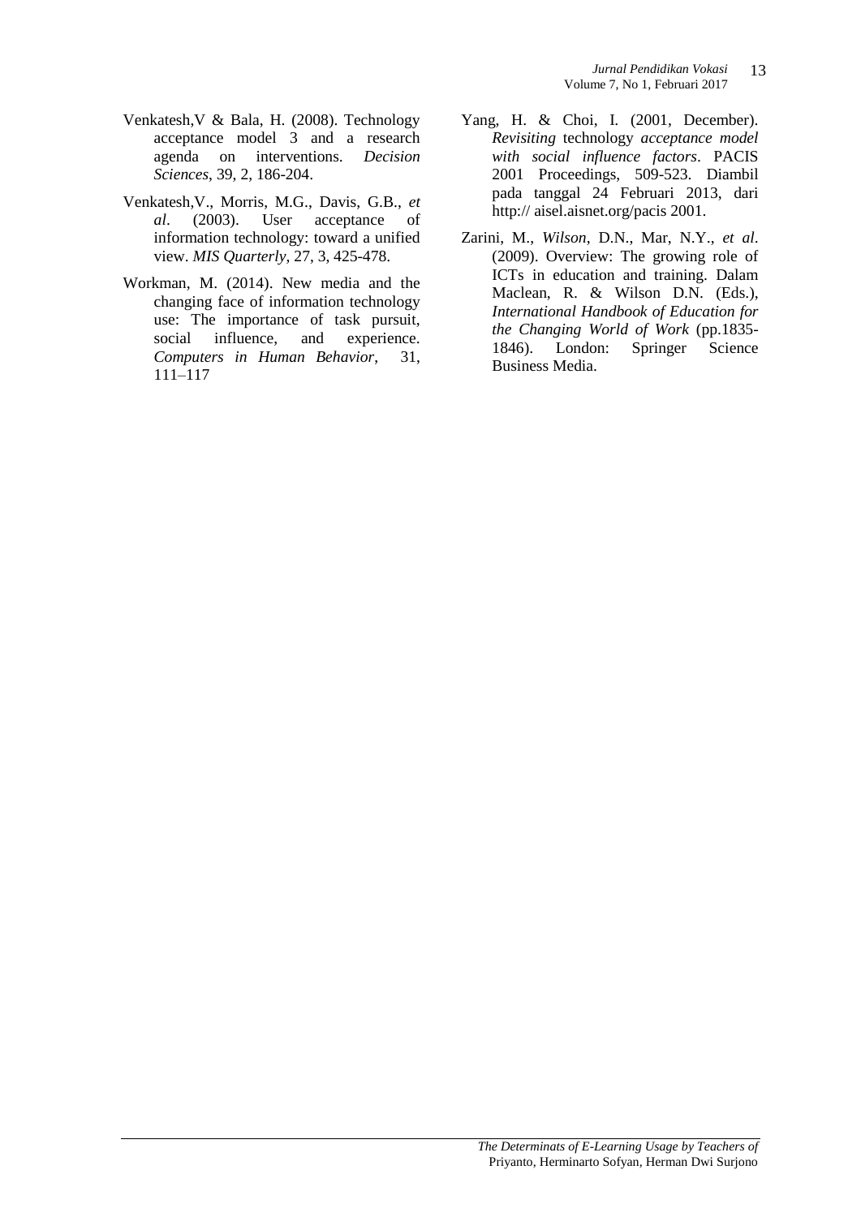Venkatesh,V & Bala, H. (2008). Technology acceptance model 3 and a research agenda on interventions. *Decision Sciences*, 39, 2, 186-204.

Venkatesh,V., Morris, M.G., Davis, G.B., *et al*. (2003). User acceptance of information technology: toward a unified view. *MIS Quarterly*, 27, 3, 425-478.

Workman, M. (2014). New media and the changing face of information technology use: The importance of task pursuit, social influence, and experience. *Computers in Human Behavior*, 31, 111–117

Yang, H. & Choi, I. (2001, December). *Revisiting* technology *acceptance model with social influence factors*. PACIS 2001 Proceedings, 509-523. Diambil pada tanggal 24 Februari 2013, dari http:// aisel.aisnet.org/pacis 2001.

Zarini, M., *Wilson*, D.N., Mar, N.Y., *et al*. (2009). Overview: The growing role of ICTs in education and training. Dalam Maclean, R. & Wilson D.N. (Eds.), *International Handbook of Education for the Changing World of Work* (pp.1835-1846). London: Springer Science Business Media.